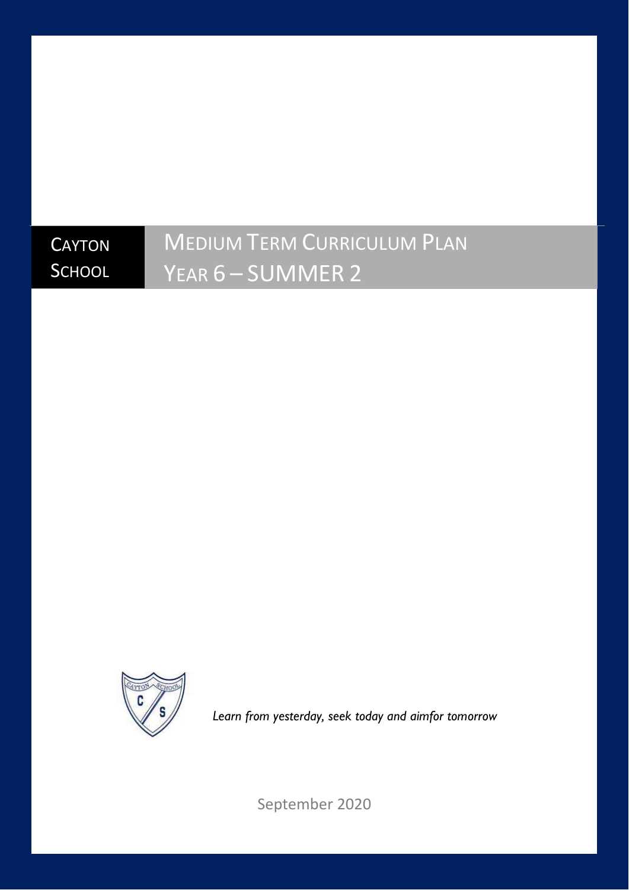Cayton School

# Medium Term Curriculum Plan
# Year 6 – SUMMER 2

*Learn from yesterday, seek today and aimfor tomorrow*

September 2020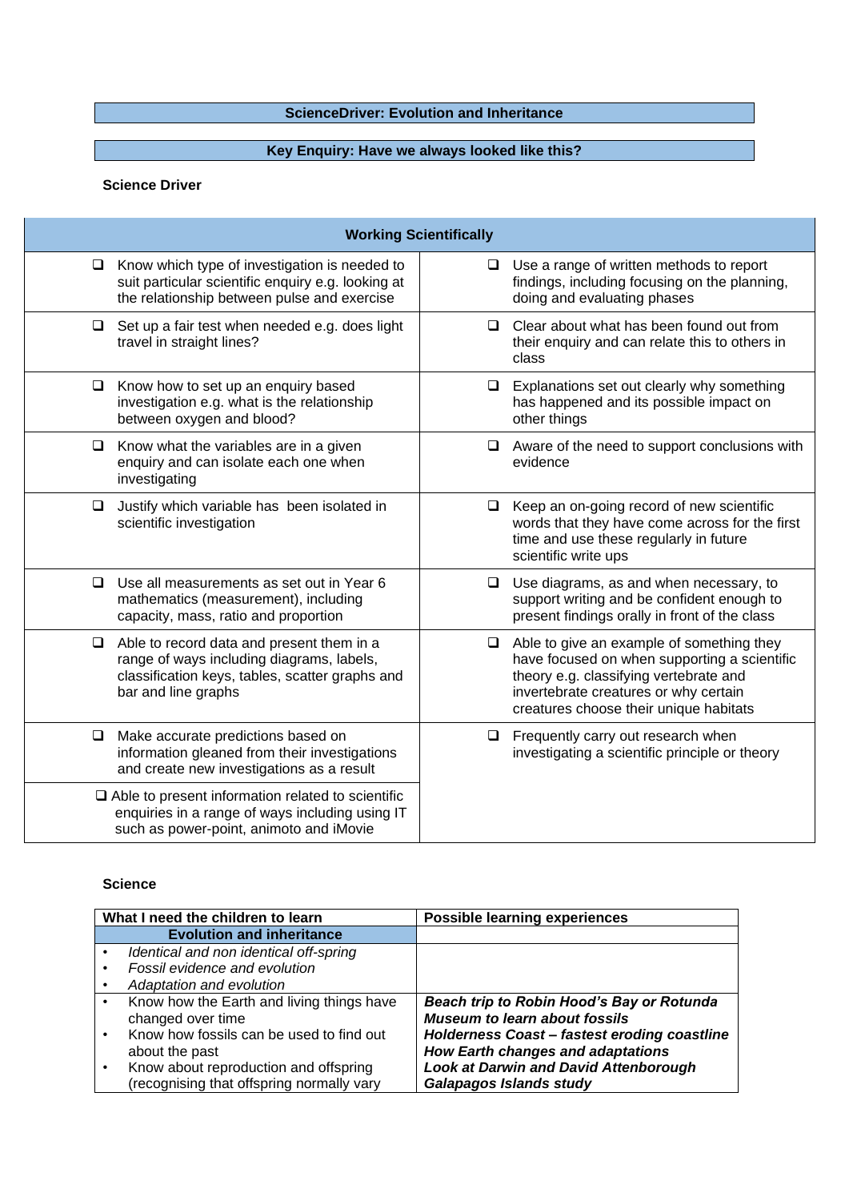**ScienceDriver: Evolution and Inheritance**

**Key Enquiry: Have we always looked like this?**

**Science Driver**

| **Working Scientifically** | |
|---|---|
| ❑ Know which type of investigation is needed to suit particular scientific enquiry e.g. looking at the relationship between pulse and exercise | ❑ Use a range of written methods to report findings, including focusing on the planning, doing and evaluating phases |
| ❑ Set up a fair test when needed e.g. does light travel in straight lines? | ❑ Clear about what has been found out from their enquiry and can relate this to others in class |
| ❑ Know how to set up an enquiry based investigation e.g. what is the relationship between oxygen and blood? | ❑ Explanations set out clearly why something has happened and its possible impact on other things |
| ❑ Know what the variables are in a given enquiry and can isolate each one when investigating | ❑ Aware of the need to support conclusions with evidence |
| ❑ Justify which variable has been isolated in scientific investigation | ❑ Keep an on-going record of new scientific words that they have come across for the first time and use these regularly in future scientific write ups |
| ❑ Use all measurements as set out in Year 6 mathematics (measurement), including capacity, mass, ratio and proportion | ❑ Use diagrams, as and when necessary, to support writing and be confident enough to present findings orally in front of the class |
| ❑ Able to record data and present them in a range of ways including diagrams, labels, classification keys, tables, scatter graphs and bar and line graphs | ❑ Able to give an example of something they have focused on when supporting a scientific theory e.g. classifying vertebrate and invertebrate creatures or why certain creatures choose their unique habitats |
| ❑ Make accurate predictions based on information gleaned from their investigations and create new investigations as a result | ❑ Frequently carry out research when investigating a scientific principle or theory |
| ❑ Able to present information related to scientific enquiries in a range of ways including using IT such as power-point, animoto and iMovie | |

**Science**

| **What I need the children to learn** | **Possible learning experiences** |
|---|---|
| **Evolution and inheritance** | |
| • *Identical and non identical off-spring*<br>• *Fossil evidence and evolution*<br>• *Adaptation and evolution* | |
| • Know how the Earth and living things have changed over time<br>• Know how fossils can be used to find out about the past<br>• Know about reproduction and offspring (recognising that offspring normally vary | ***Beach trip to Robin Hood's Bay or Rotunda Museum to learn about fossils***<br>***Holderness Coast – fastest eroding coastline***<br>***How Earth changes and adaptations***<br>***Look at Darwin and David Attenborough***<br>***Galapagos Islands study*** |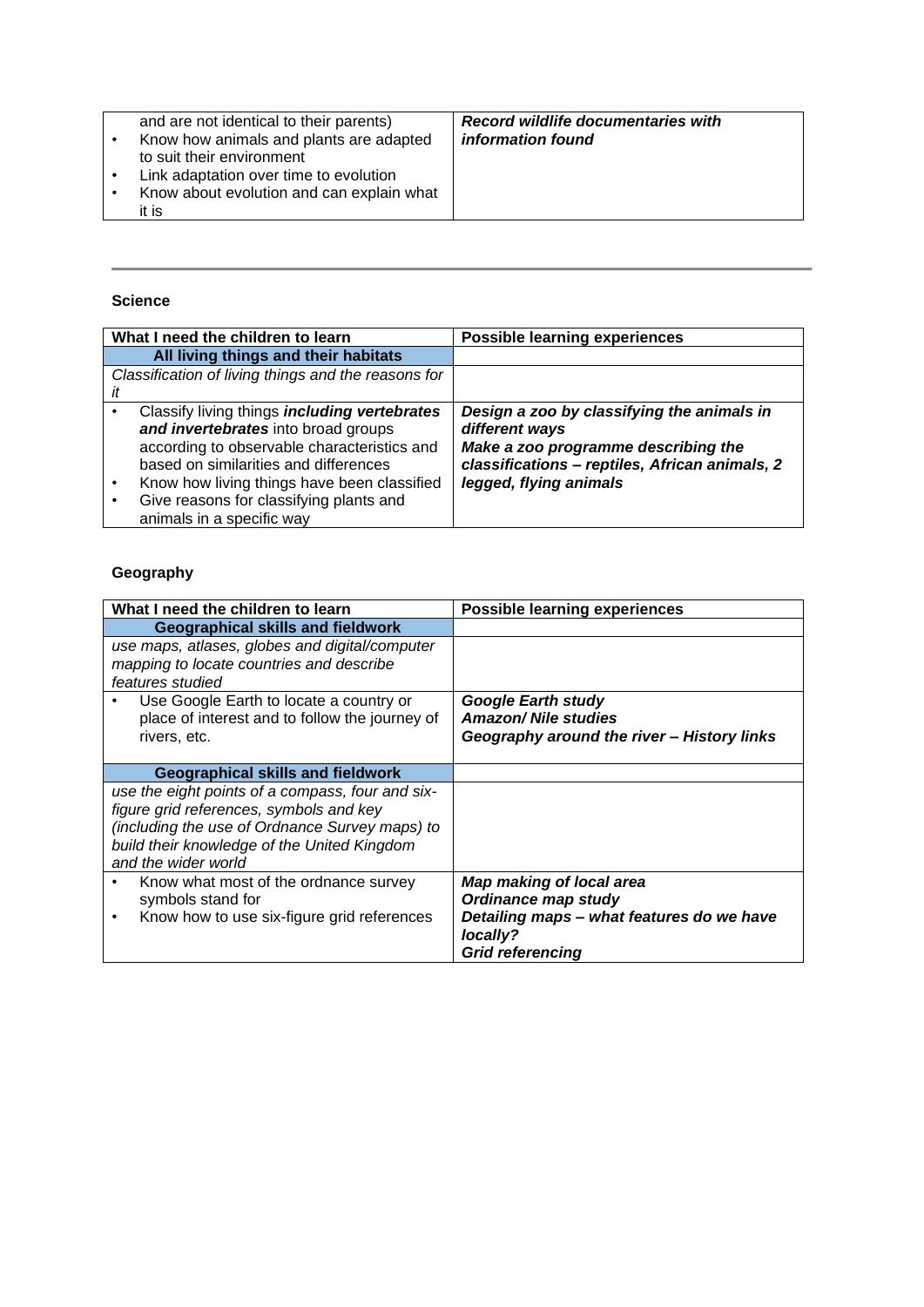| | |
|---|---|
| and are not identical to their parents)<br>• Know how animals and plants are adapted to suit their environment<br>• Link adaptation over time to evolution<br>• Know about evolution and can explain what it is | ***Record wildlife documentaries with information found*** |

---

**Science**

| What I need the children to learn | Possible learning experiences |
|---|---|
| **All living things and their habitats** | |
| *Classification of living things and the reasons for it* | |
| • Classify living things ***including vertebrates and invertebrates*** into broad groups according to observable characteristics and based on similarities and differences<br>• Know how living things have been classified<br>• Give reasons for classifying plants and animals in a specific way | ***Design a zoo by classifying the animals in different ways***<br>***Make a zoo programme describing the classifications – reptiles, African animals, 2 legged, flying animals*** |

**Geography**

| What I need the children to learn | Possible learning experiences |
|---|---|
| **Geographical skills and fieldwork** | |
| *use maps, atlases, globes and digital/computer mapping to locate countries and describe features studied* | |
| • Use Google Earth to locate a country or place of interest and to follow the journey of rivers, etc. | ***Google Earth study***<br>***Amazon/ Nile studies***<br>***Geography around the river – History links*** |
| **Geographical skills and fieldwork** | |
| *use the eight points of a compass, four and six-figure grid references, symbols and key (including the use of Ordnance Survey maps) to build their knowledge of the United Kingdom and the wider world* | |
| • Know what most of the ordnance survey symbols stand for<br>• Know how to use six-figure grid references | ***Map making of local area***<br>***Ordinance map study***<br>***Detailing maps – what features do we have locally?***<br>***Grid referencing*** |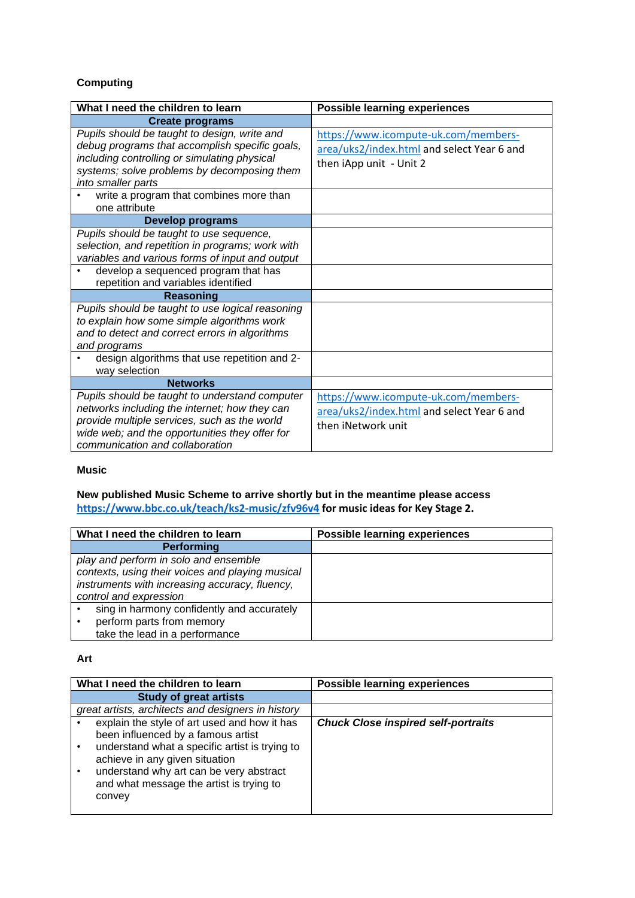**Computing**

| What I need the children to learn | Possible learning experiences |
|---|---|
| **Create programs** | |
| *Pupils should be taught to design, write and debug programs that accomplish specific goals, including controlling or simulating physical systems; solve problems by decomposing them into smaller parts* | https://www.icompute-uk.com/members-area/uks2/index.html and select Year 6 and then iApp unit - Unit 2 |
| • write a program that combines more than one attribute | |
| **Develop programs** | |
| *Pupils should be taught to use sequence, selection, and repetition in programs; work with variables and various forms of input and output* | |
| • develop a sequenced program that has repetition and variables identified | |
| **Reasoning** | |
| *Pupils should be taught to use logical reasoning to explain how some simple algorithms work and to detect and correct errors in algorithms and programs* | |
| • design algorithms that use repetition and 2-way selection | |
| **Networks** | |
| *Pupils should be taught to understand computer networks including the internet; how they can provide multiple services, such as the world wide web; and the opportunities they offer for communication and collaboration* | https://www.icompute-uk.com/members-area/uks2/index.html and select Year 6 and then iNetwork unit |

**Music**

**New published Music Scheme to arrive shortly but in the meantime please access https://www.bbc.co.uk/teach/ks2-music/zfv96v4 for music ideas for Key Stage 2.**

| What I need the children to learn | Possible learning experiences |
|---|---|
| **Performing** | |
| *play and perform in solo and ensemble contexts, using their voices and playing musical instruments with increasing accuracy, fluency, control and expression* | |
| • sing in harmony confidently and accurately<br>• perform parts from memory<br>take the lead in a performance | |

**Art**

| What I need the children to learn | Possible learning experiences |
|---|---|
| **Study of great artists** | |
| *great artists, architects and designers in history* | |
| • explain the style of art used and how it has been influenced by a famous artist<br>• understand what a specific artist is trying to achieve in any given situation<br>• understand why art can be very abstract and what message the artist is trying to convey | ***Chuck Close inspired self-portraits*** |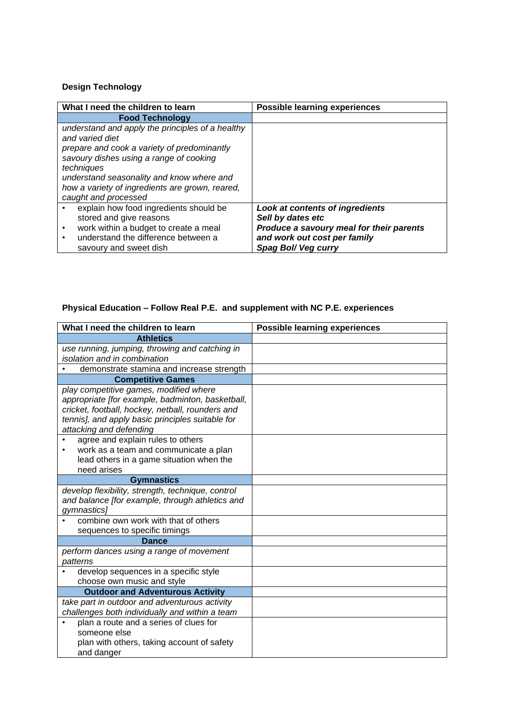**Design Technology**

| What I need the children to learn | Possible learning experiences |
|---|---|
| **Food Technology** | |
| *understand and apply the principles of a healthy and varied diet*<br>*prepare and cook a variety of predominantly savoury dishes using a range of cooking techniques*<br>*understand seasonality and know where and how a variety of ingredients are grown, reared, caught and processed* | |
| • explain how food ingredients should be stored and give reasons<br>• work within a budget to create a meal<br>• understand the difference between a savoury and sweet dish | ***Look at contents of ingredients***<br>***Sell by dates etc***<br>***Produce a savoury meal for their parents and work out cost per family***<br>***Spag Bol/ Veg curry*** |

**Physical Education – Follow Real P.E. and supplement with NC P.E. experiences**

| What I need the children to learn | Possible learning experiences |
|---|---|
| **Athletics** | |
| *use running, jumping, throwing and catching in isolation and in combination* | |
| • demonstrate stamina and increase strength | |
| **Competitive Games** | |
| *play competitive games, modified where appropriate [for example, badminton, basketball, cricket, football, hockey, netball, rounders and tennis], and apply basic principles suitable for attacking and defending* | |
| • agree and explain rules to others<br>• work as a team and communicate a plan lead others in a game situation when the need arises | |
| **Gymnastics** | |
| *develop flexibility, strength, technique, control and balance [for example, through athletics and gymnastics]* | |
| • combine own work with that of others sequences to specific timings | |
| **Dance** | |
| *perform dances using a range of movement patterns* | |
| • develop sequences in a specific style choose own music and style | |
| **Outdoor and Adventurous Activity** | |
| *take part in outdoor and adventurous activity challenges both individually and within a team* | |
| • plan a route and a series of clues for someone else plan with others, taking account of safety and danger | |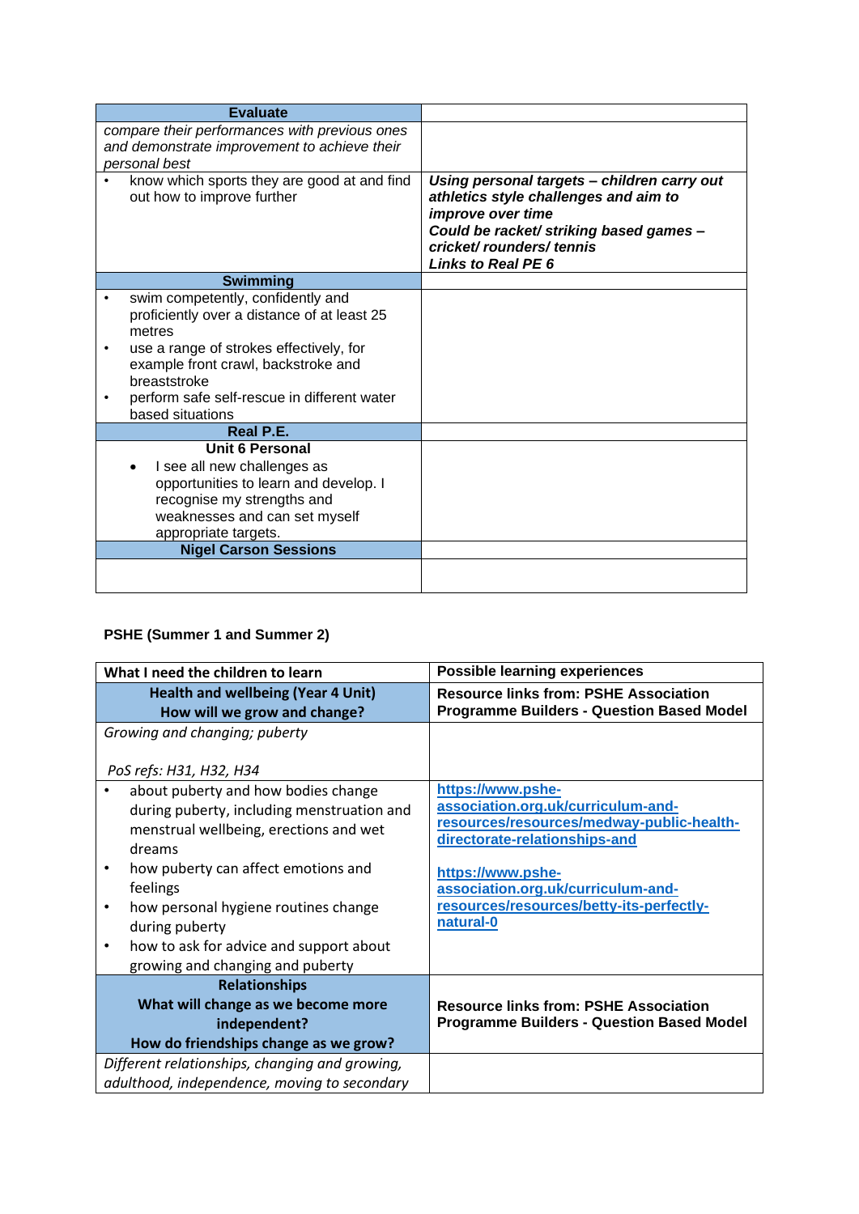| Evaluate | |
|---|---|
| *compare their performances with previous ones and demonstrate improvement to achieve their personal best* | |
| • know which sports they are good at and find out how to improve further | ***Using personal targets – children carry out athletics style challenges and aim to improve over time*** <br> ***Could be racket/ striking based games – cricket/ rounders/ tennis*** <br> ***Links to Real PE 6*** |
| **Swimming** | |
| • swim competently, confidently and proficiently over a distance of at least 25 metres <br> • use a range of strokes effectively, for example front crawl, backstroke and breaststroke <br> • perform safe self-rescue in different water based situations | |
| **Real P.E.** | |
| **Unit 6 Personal** <br> • I see all new challenges as opportunities to learn and develop. I recognise my strengths and weaknesses and can set myself appropriate targets. | |
| **Nigel Carson Sessions** | |
| | |

**PSHE (Summer 1 and Summer 2)**

| What I need the children to learn | Possible learning experiences |
|---|---|
| **Health and wellbeing (Year 4 Unit)** <br> **How will we grow and change?** | **Resource links from: PSHE Association Programme Builders - Question Based Model** |
| *Growing and changing; puberty* <br><br> *PoS refs: H31, H32, H34* | |
| • about puberty and how bodies change during puberty, including menstruation and menstrual wellbeing, erections and wet dreams <br> • how puberty can affect emotions and feelings <br> • how personal hygiene routines change during puberty <br> • how to ask for advice and support about growing and changing and puberty | https://www.pshe-association.org.uk/curriculum-and-resources/resources/medway-public-health-directorate-relationships-and <br><br> https://www.pshe-association.org.uk/curriculum-and-resources/resources/betty-its-perfectly-natural-0 |
| **Relationships** <br> **What will change as we become more independent?** <br> **How do friendships change as we grow?** | **Resource links from: PSHE Association Programme Builders - Question Based Model** |
| *Different relationships, changing and growing, adulthood, independence, moving to secondary* | |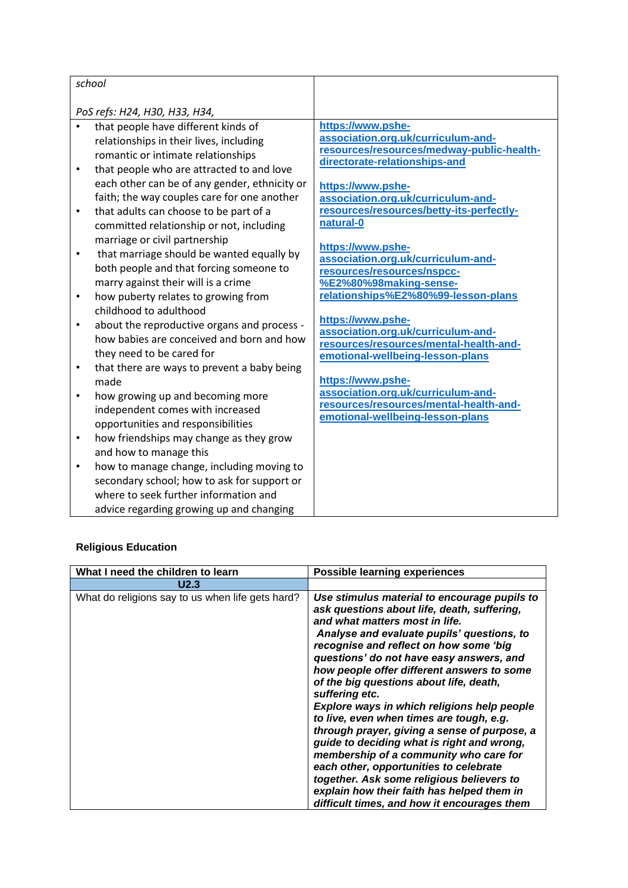| | |
|---|---|
| *school*<br><br>*PoS refs: H24, H30, H33, H34,* | |
| • that people have different kinds of relationships in their lives, including romantic or intimate relationships<br>• that people who are attracted to and love each other can be of any gender, ethnicity or faith; the way couples care for one another<br>• that adults can choose to be part of a committed relationship or not, including marriage or civil partnership<br>• that marriage should be wanted equally by both people and that forcing someone to marry against their will is a crime<br>• how puberty relates to growing from childhood to adulthood<br>• about the reproductive organs and process - how babies are conceived and born and how they need to be cared for<br>• that there are ways to prevent a baby being made<br>• how growing up and becoming more independent comes with increased opportunities and responsibilities<br>• how friendships may change as they grow and how to manage this<br>• how to manage change, including moving to secondary school; how to ask for support or where to seek further information and advice regarding growing up and changing | https://www.pshe-association.org.uk/curriculum-and-resources/resources/medway-public-health-directorate-relationships-and<br><br>https://www.pshe-association.org.uk/curriculum-and-resources/resources/betty-its-perfectly-natural-0<br><br>https://www.pshe-association.org.uk/curriculum-and-resources/resources/nspcc-%E2%80%98making-sense-relationships%E2%80%99-lesson-plans<br><br>https://www.pshe-association.org.uk/curriculum-and-resources/resources/mental-health-and-emotional-wellbeing-lesson-plans<br><br>https://www.pshe-association.org.uk/curriculum-and-resources/resources/mental-health-and-emotional-wellbeing-lesson-plans |

**Religious Education**

| What I need the children to learn | Possible learning experiences |
|---|---|
| **U2.3** | |
| What do religions say to us when life gets hard? | ***Use stimulus material to encourage pupils to ask questions about life, death, suffering, and what matters most in life.***<br>***Analyse and evaluate pupils' questions, to recognise and reflect on how some 'big questions' do not have easy answers, and how people offer different answers to some of the big questions about life, death, suffering etc.***<br>***Explore ways in which religions help people to live, even when times are tough, e.g. through prayer, giving a sense of purpose, a guide to deciding what is right and wrong, membership of a community who care for each other, opportunities to celebrate together. Ask some religious believers to explain how their faith has helped them in difficult times, and how it encourages them*** |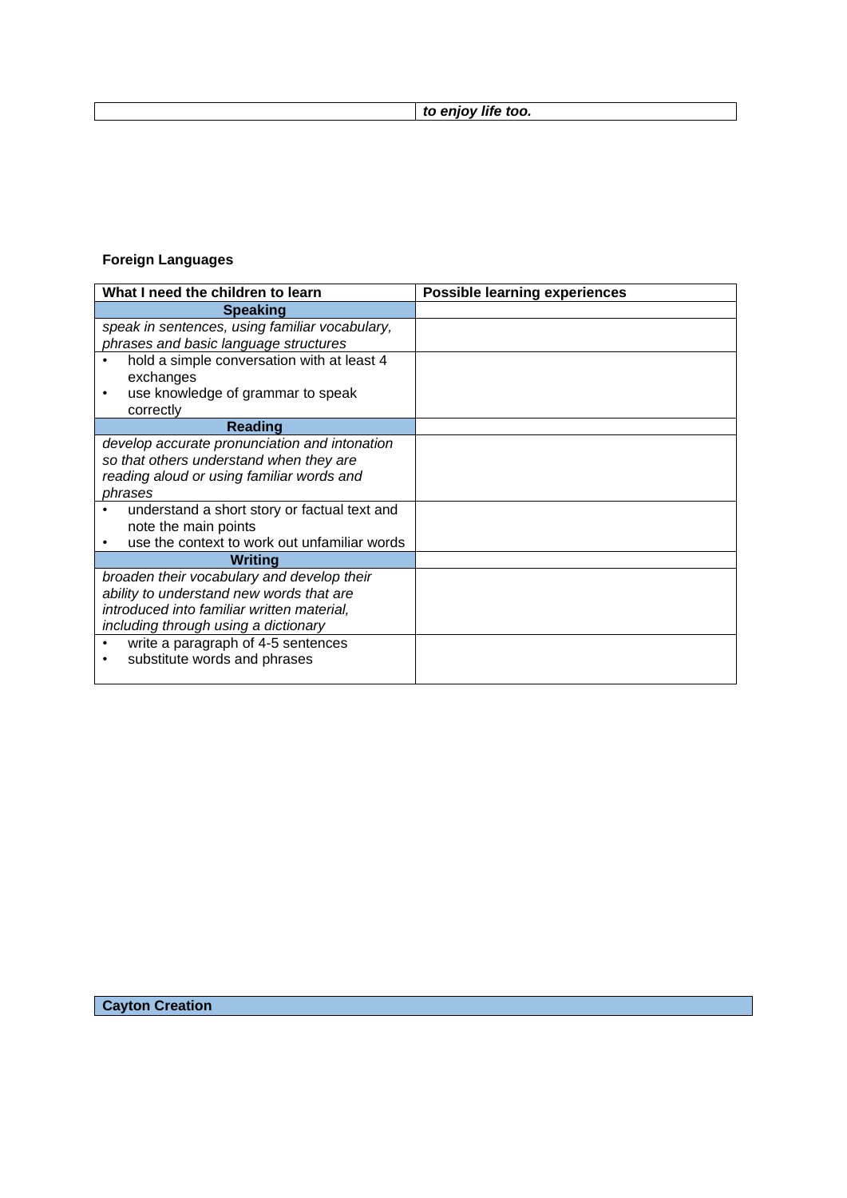| | ***to enjoy life too.*** |
|---|---|

**Foreign Languages**

| What I need the children to learn | Possible learning experiences |
|---|---|
| **Speaking** | |
| *speak in sentences, using familiar vocabulary, phrases and basic language structures* | |
| • hold a simple conversation with at least 4 exchanges<br>• use knowledge of grammar to speak correctly | |
| **Reading** | |
| *develop accurate pronunciation and intonation so that others understand when they are reading aloud or using familiar words and phrases* | |
| • understand a short story or factual text and note the main points<br>• use the context to work out unfamiliar words | |
| **Writing** | |
| *broaden their vocabulary and develop their ability to understand new words that are introduced into familiar written material, including through using a dictionary* | |
| • write a paragraph of 4-5 sentences<br>• substitute words and phrases | |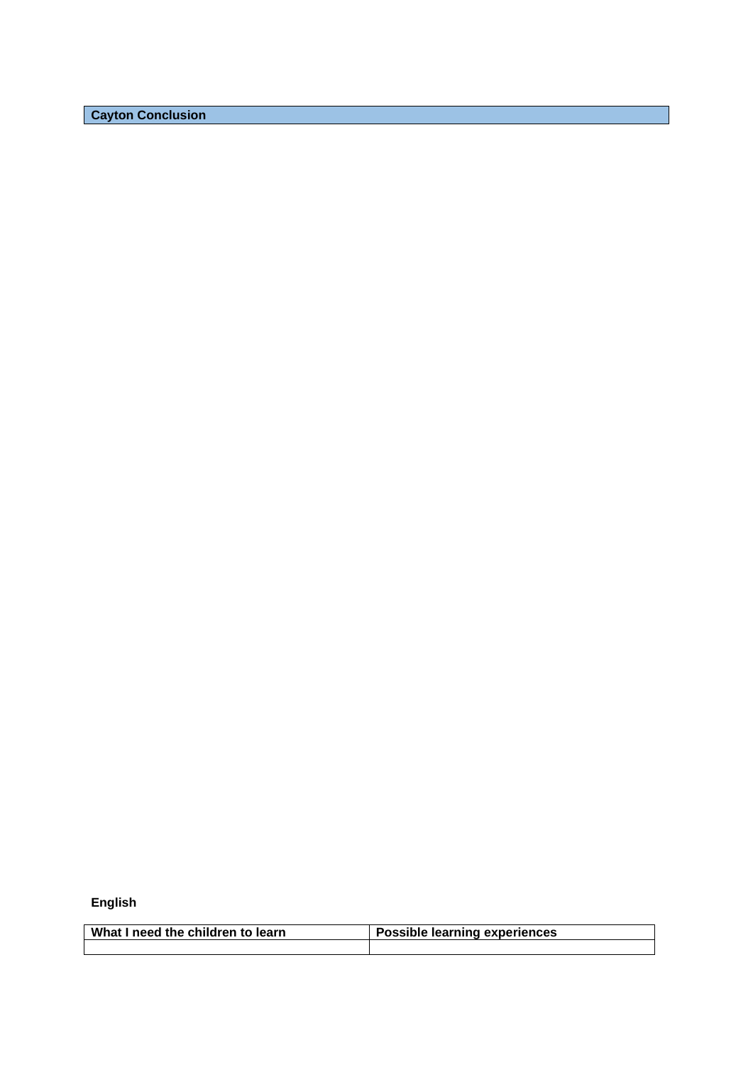| Cayton Conclusion |
|---|

**English**

| What I need the children to learn | Possible learning experiences |
|---|---|
| | |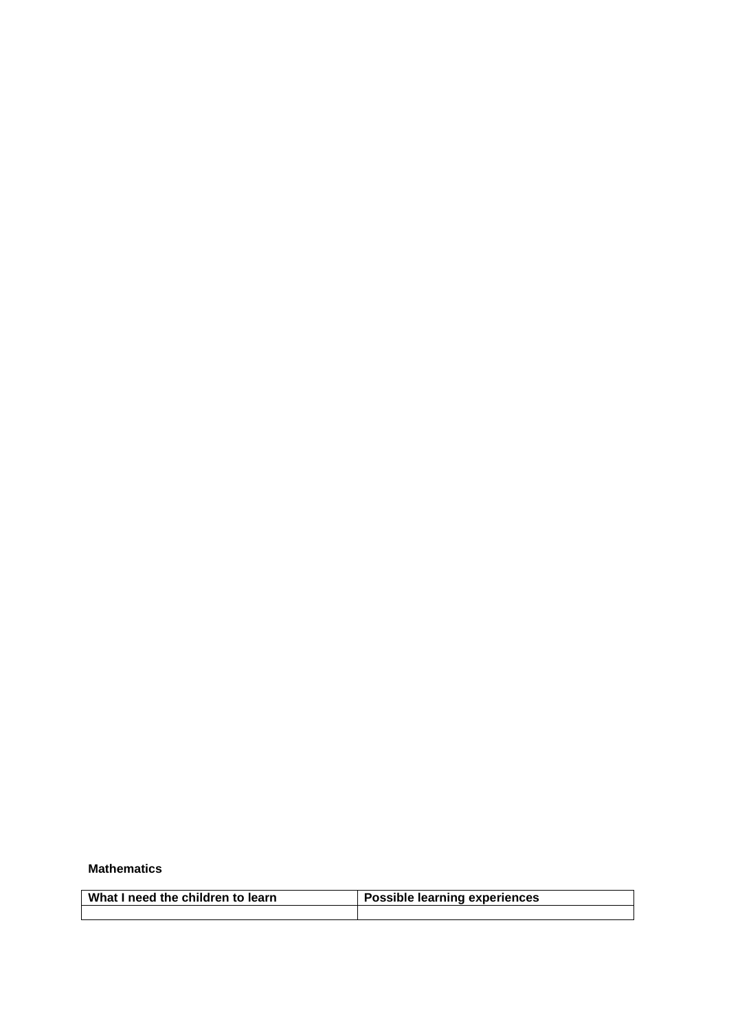**Mathematics**

| What I need the children to learn | Possible learning experiences |
| --- | --- |
| | |